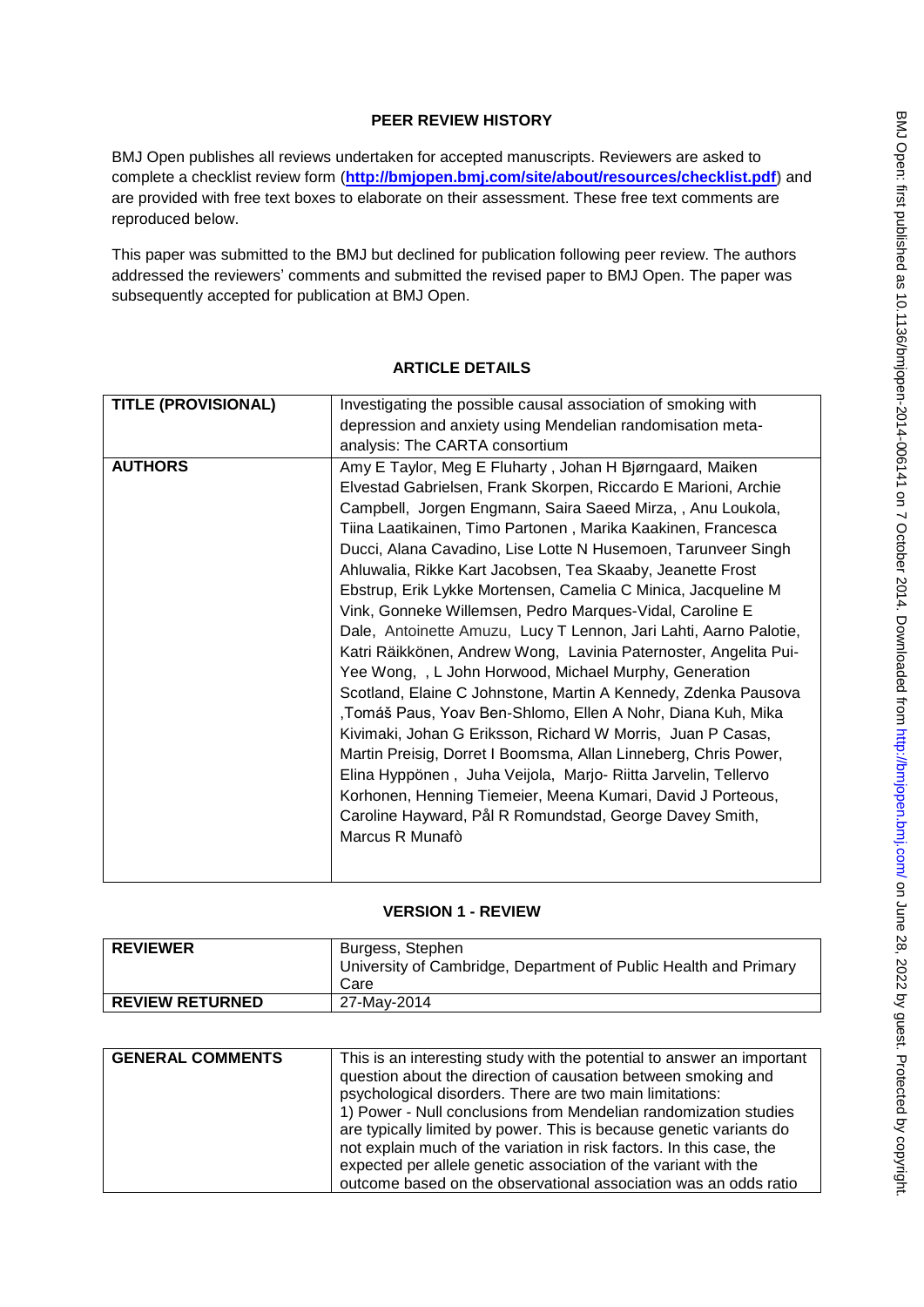# PEER REVIEW HISTORY

BMJ Open publishes all reviews undertaken for accepted manuscripts. Reviewers are asked to complete a checklist review form (**http://bmjopen.bmj.com/site/about/resources/checklist.pdf**) and are provided with free text boxes to elaborate on their assessment. These free text comments are reproduced below.

This paper was submitted to the BMJ but declined for publication following peer review. The authors addressed the reviewers' comments and submitted the revised paper to BMJ Open. The paper was subsequently accepted for publication at BMJ Open.

## ARTICLE DETAILS

| | |
|---|---|
| **TITLE (PROVISIONAL)** | Investigating the possible causal association of smoking with depression and anxiety using Mendelian randomisation meta-analysis: The CARTA consortium |
| **AUTHORS** | Amy E Taylor, Meg E Fluharty , Johan H Bjørngaard, Maiken Elvestad Gabrielsen, Frank Skorpen, Riccardo E Marioni, Archie Campbell, Jorgen Engmann, Saira Saeed Mirza, , Anu Loukola, Tiina Laatikainen, Timo Partonen , Marika Kaakinen, Francesca Ducci, Alana Cavadino, Lise Lotte N Husemoen, Tarunveer Singh Ahluwalia, Rikke Kart Jacobsen, Tea Skaaby, Jeanette Frost Ebstrup, Erik Lykke Mortensen, Camelia C Minica, Jacqueline M Vink, Gonneke Willemsen, Pedro Marques-Vidal, Caroline E Dale, Antoinette Amuzu, Lucy T Lennon, Jari Lahti, Aarno Palotie, Katri Räikkönen, Andrew Wong, Lavinia Paternoster, Angelita Pui-Yee Wong, , L John Horwood, Michael Murphy, Generation Scotland, Elaine C Johnstone, Martin A Kennedy, Zdenka Pausova ,Tomáš Paus, Yoav Ben-Shlomo, Ellen A Nohr, Diana Kuh, Mika Kivimaki, Johan G Eriksson, Richard W Morris, Juan P Casas, Martin Preisig, Dorret I Boomsma, Allan Linneberg, Chris Power, Elina Hyppönen , Juha Veijola, Marjo- Riitta Jarvelin, Tellervo Korhonen, Henning Tiemeier, Meena Kumari, David J Porteous, Caroline Hayward, Pål R Romundstad, George Davey Smith, Marcus R Munafò |

## VERSION 1 - REVIEW

| | |
|---|---|
| **REVIEWER** | Burgess, Stephen<br>University of Cambridge, Department of Public Health and Primary Care |
| **REVIEW RETURNED** | 27-May-2014 |

| | |
|---|---|
| **GENERAL COMMENTS** | This is an interesting study with the potential to answer an important question about the direction of causation between smoking and psychological disorders. There are two main limitations:<br>1) Power - Null conclusions from Mendelian randomization studies are typically limited by power. This is because genetic variants do not explain much of the variation in risk factors. In this case, the expected per allele genetic association of the variant with the outcome based on the observational association was an odds ratio |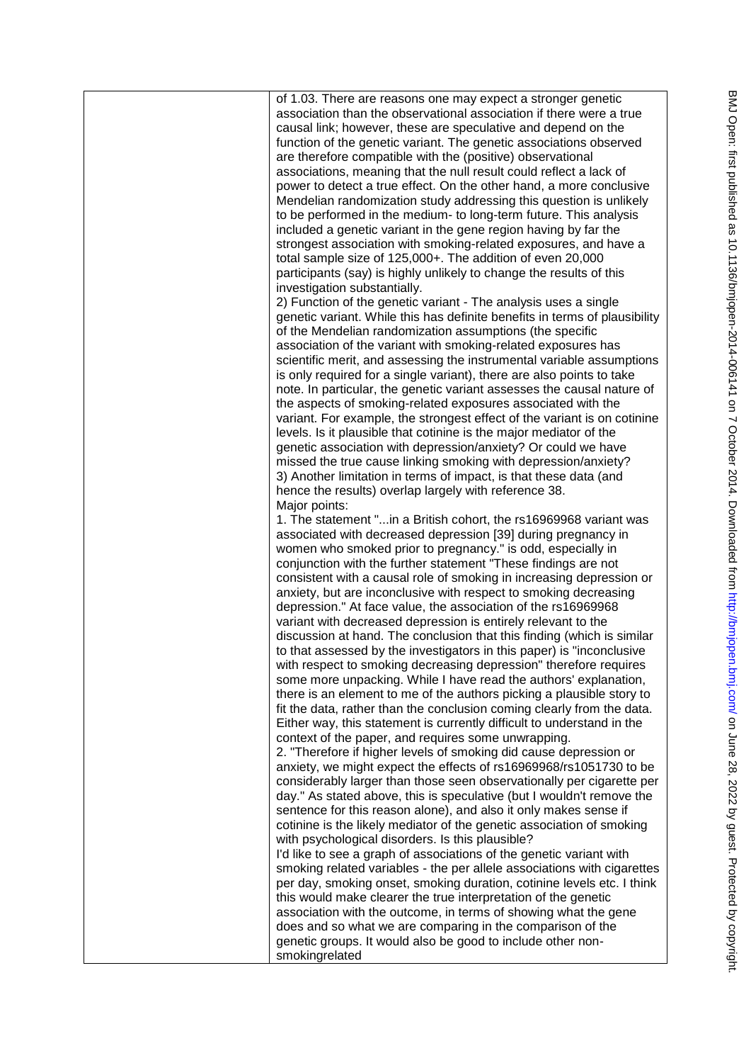of 1.03. There are reasons one may expect a stronger genetic association than the observational association if there were a true causal link; however, these are speculative and depend on the function of the genetic variant. The genetic associations observed are therefore compatible with the (positive) observational associations, meaning that the null result could reflect a lack of power to detect a true effect. On the other hand, a more conclusive Mendelian randomization study addressing this question is unlikely to be performed in the medium- to long-term future. This analysis included a genetic variant in the gene region having by far the strongest association with smoking-related exposures, and have a total sample size of 125,000+. The addition of even 20,000 participants (say) is highly unlikely to change the results of this investigation substantially.

2) Function of the genetic variant - The analysis uses a single genetic variant. While this has definite benefits in terms of plausibility of the Mendelian randomization assumptions (the specific association of the variant with smoking-related exposures has scientific merit, and assessing the instrumental variable assumptions is only required for a single variant), there are also points to take note. In particular, the genetic variant assesses the causal nature of the aspects of smoking-related exposures associated with the variant. For example, the strongest effect of the variant is on cotinine levels. Is it plausible that cotinine is the major mediator of the genetic association with depression/anxiety? Or could we have missed the true cause linking smoking with depression/anxiety?

3) Another limitation in terms of impact, is that these data (and hence the results) overlap largely with reference 38.

Major points:

1. The statement "...in a British cohort, the rs16969968 variant was associated with decreased depression [39] during pregnancy in women who smoked prior to pregnancy." is odd, especially in conjunction with the further statement "These findings are not consistent with a causal role of smoking in increasing depression or anxiety, but are inconclusive with respect to smoking decreasing depression." At face value, the association of the rs16969968 variant with decreased depression is entirely relevant to the discussion at hand. The conclusion that this finding (which is similar to that assessed by the investigators in this paper) is "inconclusive with respect to smoking decreasing depression" therefore requires some more unpacking. While I have read the authors' explanation, there is an element to me of the authors picking a plausible story to fit the data, rather than the conclusion coming clearly from the data. Either way, this statement is currently difficult to understand in the context of the paper, and requires some unwrapping.

2. "Therefore if higher levels of smoking did cause depression or anxiety, we might expect the effects of rs16969968/rs1051730 to be considerably larger than those seen observationally per cigarette per day." As stated above, this is speculative (but I wouldn't remove the sentence for this reason alone), and also it only makes sense if cotinine is the likely mediator of the genetic association of smoking with psychological disorders. Is this plausible?

I'd like to see a graph of associations of the genetic variant with smoking related variables - the per allele associations with cigarettes per day, smoking onset, smoking duration, cotinine levels etc. I think this would make clearer the true interpretation of the genetic association with the outcome, in terms of showing what the gene does and so what we are comparing in the comparison of the genetic groups. It would also be good to include other non-smokingrelated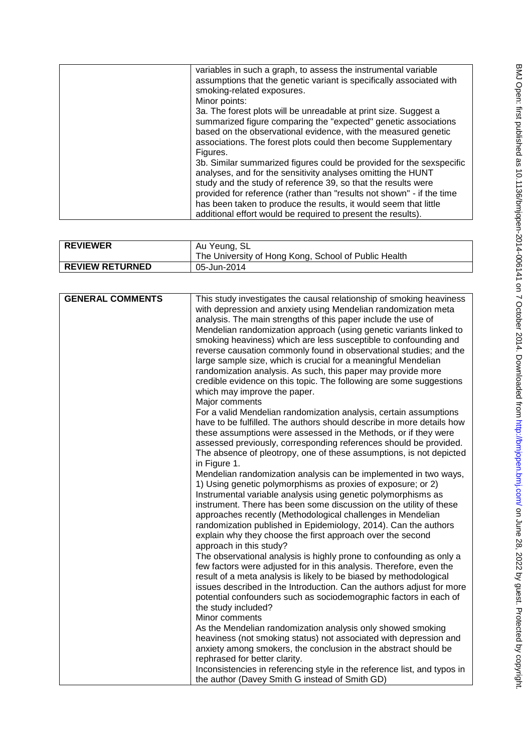| | |
|---|---|
| | variables in such a graph, to assess the instrumental variable assumptions that the genetic variant is specifically associated with smoking-related exposures.<br>Minor points:<br>3a. The forest plots will be unreadable at print size. Suggest a summarized figure comparing the "expected" genetic associations based on the observational evidence, with the measured genetic associations. The forest plots could then become Supplementary Figures.<br>3b. Similar summarized figures could be provided for the sexspecific analyses, and for the sensitivity analyses omitting the HUNT study and the study of reference 39, so that the results were provided for reference (rather than "results not shown" - if the time has been taken to produce the results, it would seem that little additional effort would be required to present the results). |

| | |
|---|---|
| **REVIEWER** | Au Yeung, SL<br>The University of Hong Kong, School of Public Health |
| **REVIEW RETURNED** | 05-Jun-2014 |

| | |
|---|---|
| **GENERAL COMMENTS** | This study investigates the causal relationship of smoking heaviness with depression and anxiety using Mendelian randomization meta analysis. The main strengths of this paper include the use of Mendelian randomization approach (using genetic variants linked to smoking heaviness) which are less susceptible to confounding and reverse causation commonly found in observational studies; and the large sample size, which is crucial for a meaningful Mendelian randomization analysis. As such, this paper may provide more credible evidence on this topic. The following are some suggestions which may improve the paper.<br>Major comments<br>For a valid Mendelian randomization analysis, certain assumptions have to be fulfilled. The authors should describe in more details how these assumptions were assessed in the Methods, or if they were assessed previously, corresponding references should be provided. The absence of pleotropy, one of these assumptions, is not depicted in Figure 1.<br>Mendelian randomization analysis can be implemented in two ways, 1) Using genetic polymorphisms as proxies of exposure; or 2) Instrumental variable analysis using genetic polymorphisms as instrument. There has been some discussion on the utility of these approaches recently (Methodological challenges in Mendelian randomization published in Epidemiology, 2014). Can the authors explain why they choose the first approach over the second approach in this study?<br>The observational analysis is highly prone to confounding as only a few factors were adjusted for in this analysis. Therefore, even the result of a meta analysis is likely to be biased by methodological issues described in the Introduction. Can the authors adjust for more potential confounders such as sociodemographic factors in each of the study included?<br>Minor comments<br>As the Mendelian randomization analysis only showed smoking heaviness (not smoking status) not associated with depression and anxiety among smokers, the conclusion in the abstract should be rephrased for better clarity.<br>Inconsistencies in referencing style in the reference list, and typos in the author (Davey Smith G instead of Smith GD) |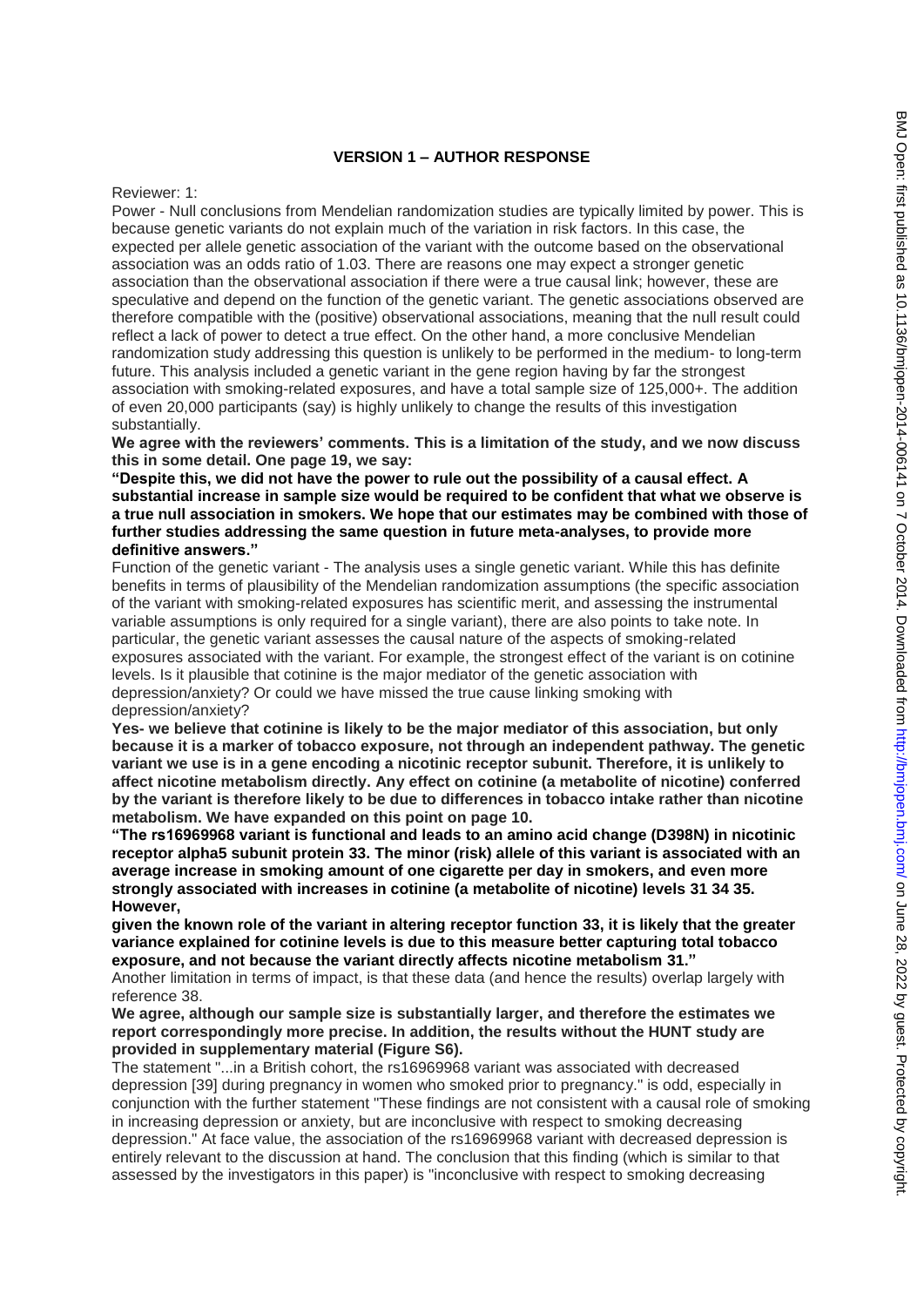## VERSION 1 – AUTHOR RESPONSE

Reviewer: 1:

Power - Null conclusions from Mendelian randomization studies are typically limited by power. This is because genetic variants do not explain much of the variation in risk factors. In this case, the expected per allele genetic association of the variant with the outcome based on the observational association was an odds ratio of 1.03. There are reasons one may expect a stronger genetic association than the observational association if there were a true causal link; however, these are speculative and depend on the function of the genetic variant. The genetic associations observed are therefore compatible with the (positive) observational associations, meaning that the null result could reflect a lack of power to detect a true effect. On the other hand, a more conclusive Mendelian randomization study addressing this question is unlikely to be performed in the medium- to long-term future. This analysis included a genetic variant in the gene region having by far the strongest association with smoking-related exposures, and have a total sample size of 125,000+. The addition of even 20,000 participants (say) is highly unlikely to change the results of this investigation substantially.

**We agree with the reviewers' comments. This is a limitation of the study, and we now discuss this in some detail. One page 19, we say:**

**"Despite this, we did not have the power to rule out the possibility of a causal effect. A substantial increase in sample size would be required to be confident that what we observe is a true null association in smokers. We hope that our estimates may be combined with those of further studies addressing the same question in future meta-analyses, to provide more definitive answers."**

Function of the genetic variant - The analysis uses a single genetic variant. While this has definite benefits in terms of plausibility of the Mendelian randomization assumptions (the specific association of the variant with smoking-related exposures has scientific merit, and assessing the instrumental variable assumptions is only required for a single variant), there are also points to take note. In particular, the genetic variant assesses the causal nature of the aspects of smoking-related exposures associated with the variant. For example, the strongest effect of the variant is on cotinine levels. Is it plausible that cotinine is the major mediator of the genetic association with depression/anxiety? Or could we have missed the true cause linking smoking with depression/anxiety?

**Yes- we believe that cotinine is likely to be the major mediator of this association, but only because it is a marker of tobacco exposure, not through an independent pathway. The genetic variant we use is in a gene encoding a nicotinic receptor subunit. Therefore, it is unlikely to affect nicotine metabolism directly. Any effect on cotinine (a metabolite of nicotine) conferred by the variant is therefore likely to be due to differences in tobacco intake rather than nicotine metabolism. We have expanded on this point on page 10.**

**"The rs16969968 variant is functional and leads to an amino acid change (D398N) in nicotinic receptor alpha5 subunit protein 33. The minor (risk) allele of this variant is associated with an average increase in smoking amount of one cigarette per day in smokers, and even more strongly associated with increases in cotinine (a metabolite of nicotine) levels 31 34 35. However,**

**given the known role of the variant in altering receptor function 33, it is likely that the greater variance explained for cotinine levels is due to this measure better capturing total tobacco exposure, and not because the variant directly affects nicotine metabolism 31."**

Another limitation in terms of impact, is that these data (and hence the results) overlap largely with reference 38.

**We agree, although our sample size is substantially larger, and therefore the estimates we report correspondingly more precise. In addition, the results without the HUNT study are provided in supplementary material (Figure S6).**

The statement "...in a British cohort, the rs16969968 variant was associated with decreased depression [39] during pregnancy in women who smoked prior to pregnancy." is odd, especially in conjunction with the further statement "These findings are not consistent with a causal role of smoking in increasing depression or anxiety, but are inconclusive with respect to smoking decreasing depression." At face value, the association of the rs16969968 variant with decreased depression is entirely relevant to the discussion at hand. The conclusion that this finding (which is similar to that assessed by the investigators in this paper) is "inconclusive with respect to smoking decreasing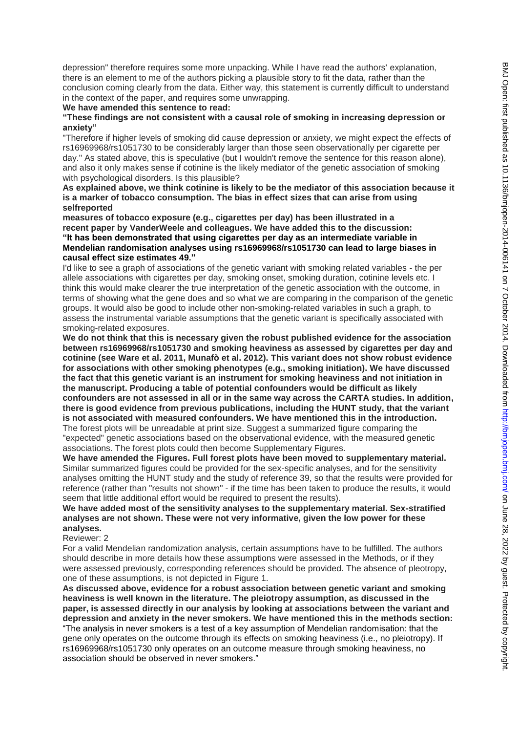depression" therefore requires some more unpacking. While I have read the authors' explanation, there is an element to me of the authors picking a plausible story to fit the data, rather than the conclusion coming clearly from the data. Either way, this statement is currently difficult to understand in the context of the paper, and requires some unwrapping.

**We have amended this sentence to read:**

**"These findings are not consistent with a causal role of smoking in increasing depression or anxiety"**

"Therefore if higher levels of smoking did cause depression or anxiety, we might expect the effects of rs16969968/rs1051730 to be considerably larger than those seen observationally per cigarette per day." As stated above, this is speculative (but I wouldn't remove the sentence for this reason alone), and also it only makes sense if cotinine is the likely mediator of the genetic association of smoking with psychological disorders. Is this plausible?

**As explained above, we think cotinine is likely to be the mediator of this association because it is a marker of tobacco consumption. The bias in effect sizes that can arise from using selfreported measures of tobacco exposure (e.g., cigarettes per day) has been illustrated in a recent paper by VanderWeele and colleagues. We have added this to the discussion: "It has been demonstrated that using cigarettes per day as an intermediate variable in Mendelian randomisation analyses using rs16969968/rs1051730 can lead to large biases in causal effect size estimates 49."**

I'd like to see a graph of associations of the genetic variant with smoking related variables - the per allele associations with cigarettes per day, smoking onset, smoking duration, cotinine levels etc. I think this would make clearer the true interpretation of the genetic association with the outcome, in terms of showing what the gene does and so what we are comparing in the comparison of the genetic groups. It would also be good to include other non-smoking-related variables in such a graph, to assess the instrumental variable assumptions that the genetic variant is specifically associated with smoking-related exposures.

**We do not think that this is necessary given the robust published evidence for the association between rs16969968/rs1051730 and smoking heaviness as assessed by cigarettes per day and cotinine (see Ware et al. 2011, Munafò et al. 2012). This variant does not show robust evidence for associations with other smoking phenotypes (e.g., smoking initiation). We have discussed the fact that this genetic variant is an instrument for smoking heaviness and not initiation in the manuscript. Producing a table of potential confounders would be difficult as likely confounders are not assessed in all or in the same way across the CARTA studies. In addition, there is good evidence from previous publications, including the HUNT study, that the variant is not associated with measured confounders. We have mentioned this in the introduction.**

The forest plots will be unreadable at print size. Suggest a summarized figure comparing the "expected" genetic associations based on the observational evidence, with the measured genetic associations. The forest plots could then become Supplementary Figures.

**We have amended the Figures. Full forest plots have been moved to supplementary material.**

Similar summarized figures could be provided for the sex-specific analyses, and for the sensitivity analyses omitting the HUNT study and the study of reference 39, so that the results were provided for reference (rather than "results not shown" - if the time has been taken to produce the results, it would seem that little additional effort would be required to present the results).

**We have added most of the sensitivity analyses to the supplementary material. Sex-stratified analyses are not shown. These were not very informative, given the low power for these analyses.**

Reviewer: 2

For a valid Mendelian randomization analysis, certain assumptions have to be fulfilled. The authors should describe in more details how these assumptions were assessed in the Methods, or if they were assessed previously, corresponding references should be provided. The absence of pleotropy, one of these assumptions, is not depicted in Figure 1.

**As discussed above, evidence for a robust association between genetic variant and smoking heaviness is well known in the literature. The pleiotropy assumption, as discussed in the paper, is assessed directly in our analysis by looking at associations between the variant and depression and anxiety in the never smokers. We have mentioned this in the methods section:**

"The analysis in never smokers is a test of a key assumption of Mendelian randomisation: that the gene only operates on the outcome through its effects on smoking heaviness (i.e., no pleiotropy). If rs16969968/rs1051730 only operates on an outcome measure through smoking heaviness, no association should be observed in never smokers."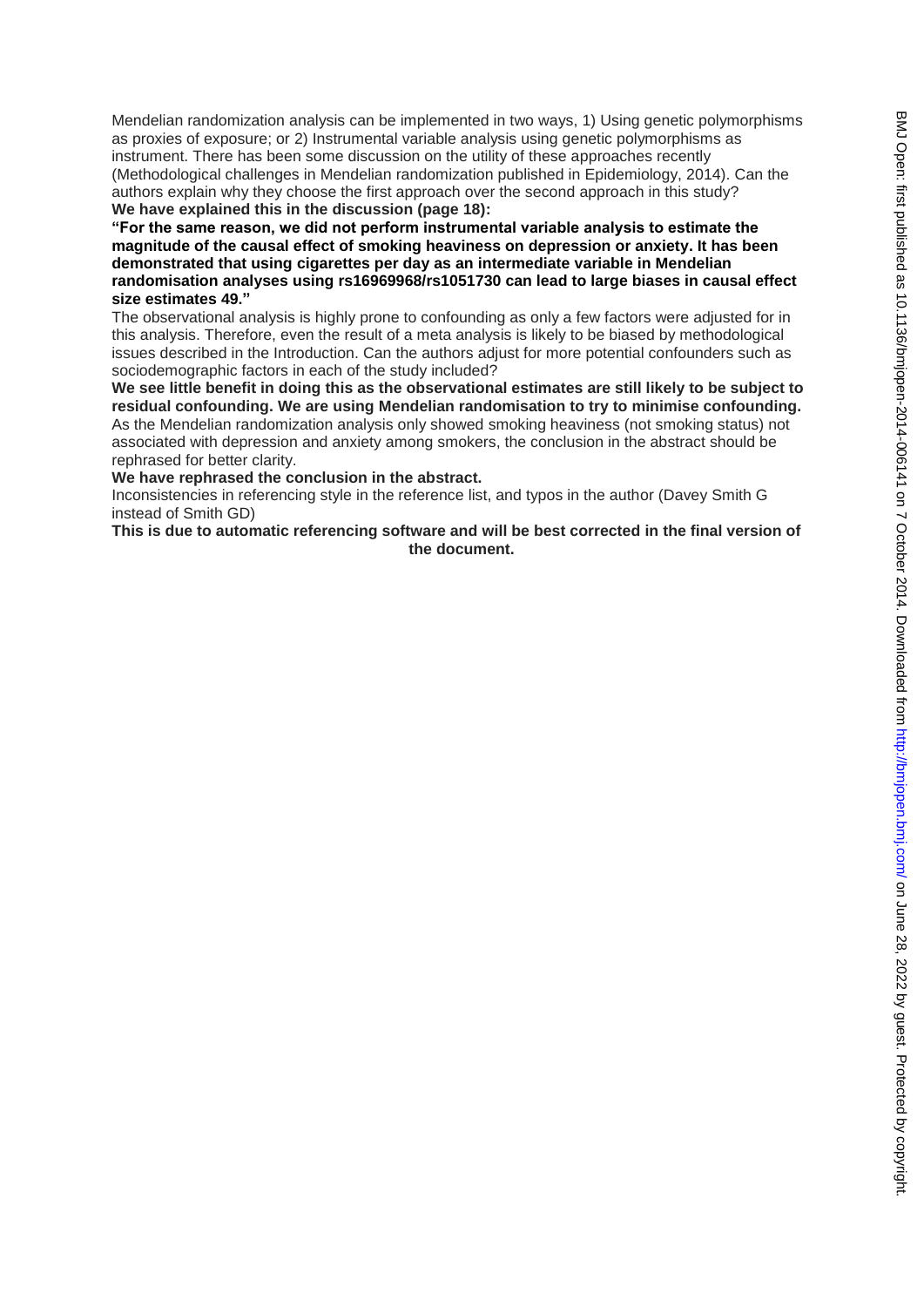Mendelian randomization analysis can be implemented in two ways, 1) Using genetic polymorphisms as proxies of exposure; or 2) Instrumental variable analysis using genetic polymorphisms as instrument. There has been some discussion on the utility of these approaches recently (Methodological challenges in Mendelian randomization published in Epidemiology, 2014). Can the authors explain why they choose the first approach over the second approach in this study?

**We have explained this in the discussion (page 18):**

**"For the same reason, we did not perform instrumental variable analysis to estimate the magnitude of the causal effect of smoking heaviness on depression or anxiety. It has been demonstrated that using cigarettes per day as an intermediate variable in Mendelian randomisation analyses using rs16969968/rs1051730 can lead to large biases in causal effect size estimates 49."**

The observational analysis is highly prone to confounding as only a few factors were adjusted for in this analysis. Therefore, even the result of a meta analysis is likely to be biased by methodological issues described in the Introduction. Can the authors adjust for more potential confounders such as sociodemographic factors in each of the study included?

**We see little benefit in doing this as the observational estimates are still likely to be subject to residual confounding. We are using Mendelian randomisation to try to minimise confounding.**

As the Mendelian randomization analysis only showed smoking heaviness (not smoking status) not associated with depression and anxiety among smokers, the conclusion in the abstract should be rephrased for better clarity.

**We have rephrased the conclusion in the abstract.**

Inconsistencies in referencing style in the reference list, and typos in the author (Davey Smith G instead of Smith GD)

**This is due to automatic referencing software and will be best corrected in the final version of the document.**